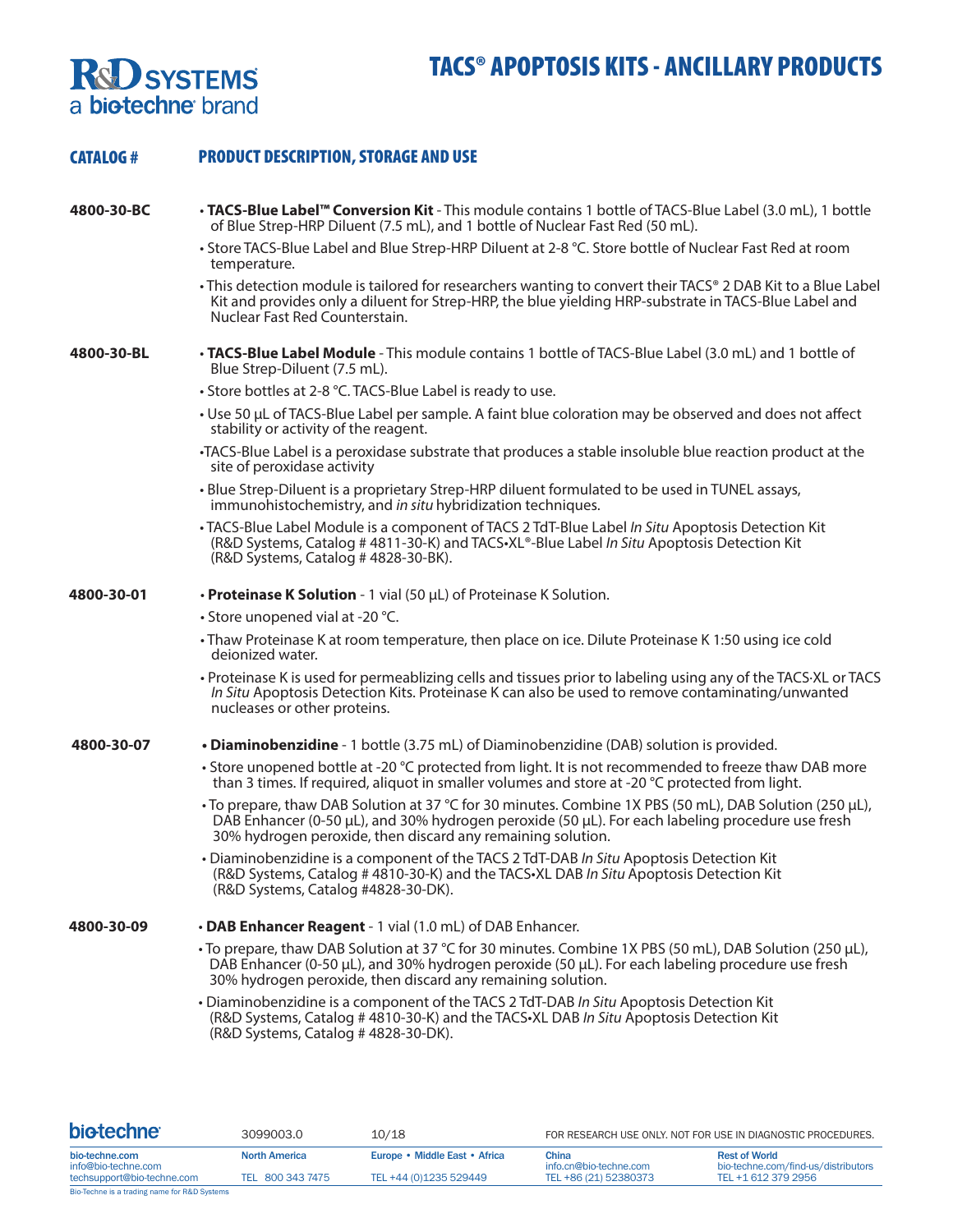# TACS® APOPTOSIS KITS - ANCILLARY PRODUCTS

R&D SYSTEMS a bio-techne brand

| CATALOG # | PRODUCT DESCRIPTION, STORAGE AND USE |
|---|---|

**4800-30-BC**

- **TACS-Blue Label™ Conversion Kit** - This module contains 1 bottle of TACS-Blue Label (3.0 mL), 1 bottle of Blue Strep-HRP Diluent (7.5 mL), and 1 bottle of Nuclear Fast Red (50 mL).
- Store TACS-Blue Label and Blue Strep-HRP Diluent at 2-8 °C. Store bottle of Nuclear Fast Red at room temperature.
- This detection module is tailored for researchers wanting to convert their TACS® 2 DAB Kit to a Blue Label Kit and provides only a diluent for Strep-HRP, the blue yielding HRP-substrate in TACS-Blue Label and Nuclear Fast Red Counterstain.

**4800-30-BL**

- **TACS-Blue Label Module** - This module contains 1 bottle of TACS-Blue Label (3.0 mL) and 1 bottle of Blue Strep-Diluent (7.5 mL).
- Store bottles at 2-8 °C. TACS-Blue Label is ready to use.
- Use 50 µL of TACS-Blue Label per sample. A faint blue coloration may be observed and does not affect stability or activity of the reagent.
- TACS-Blue Label is a peroxidase substrate that produces a stable insoluble blue reaction product at the site of peroxidase activity
- Blue Strep-Diluent is a proprietary Strep-HRP diluent formulated to be used in TUNEL assays, immunohistochemistry, and *in situ* hybridization techniques.
- TACS-Blue Label Module is a component of TACS 2 TdT-Blue Label *In Situ* Apoptosis Detection Kit (R&D Systems, Catalog # 4811-30-K) and TACS•XL®-Blue Label *In Situ* Apoptosis Detection Kit (R&D Systems, Catalog # 4828-30-BK).

**4800-30-01**

- **Proteinase K Solution** - 1 vial (50 µL) of Proteinase K Solution.
- Store unopened vial at -20 °C.
- Thaw Proteinase K at room temperature, then place on ice. Dilute Proteinase K 1:50 using ice cold deionized water.
- Proteinase K is used for permeablizing cells and tissues prior to labeling using any of the TACS·XL or TACS *In Situ* Apoptosis Detection Kits. Proteinase K can also be used to remove contaminating/unwanted nucleases or other proteins.

**4800-30-07**

- **Diaminobenzidine** - 1 bottle (3.75 mL) of Diaminobenzidine (DAB) solution is provided.
- Store unopened bottle at -20 °C protected from light. It is not recommended to freeze thaw DAB more than 3 times. If required, aliquot in smaller volumes and store at -20 °C protected from light.
- To prepare, thaw DAB Solution at 37 °C for 30 minutes. Combine 1X PBS (50 mL), DAB Solution (250 µL), DAB Enhancer (0-50 µL), and 30% hydrogen peroxide (50 µL). For each labeling procedure use fresh 30% hydrogen peroxide, then discard any remaining solution.
- Diaminobenzidine is a component of the TACS 2 TdT-DAB *In Situ* Apoptosis Detection Kit (R&D Systems, Catalog # 4810-30-K) and the TACS•XL DAB *In Situ* Apoptosis Detection Kit (R&D Systems, Catalog #4828-30-DK).

**4800-30-09**

- **DAB Enhancer Reagent** - 1 vial (1.0 mL) of DAB Enhancer.
- To prepare, thaw DAB Solution at 37 °C for 30 minutes. Combine 1X PBS (50 mL), DAB Solution (250 µL), DAB Enhancer (0-50 µL), and 30% hydrogen peroxide (50 µL). For each labeling procedure use fresh 30% hydrogen peroxide, then discard any remaining solution.
- Diaminobenzidine is a component of the TACS 2 TdT-DAB *In Situ* Apoptosis Detection Kit (R&D Systems, Catalog # 4810-30-K) and the TACS•XL DAB *In Situ* Apoptosis Detection Kit (R&D Systems, Catalog # 4828-30-DK).

bio-techne | 3099003.0 | 10/18 | FOR RESEARCH USE ONLY. NOT FOR USE IN DIAGNOSTIC PROCEDURES.

| bio-techne.com | North America | Europe • Middle East • Africa | China | Rest of World |
|---|---|---|---|---|
| info@bio-techne.com | | | info.cn@bio-techne.com | bio-techne.com/find-us/distributors |
| techsupport@bio-techne.com | TEL 800 343 7475 | TEL +44 (0)1235 529449 | TEL +86 (21) 52380373 | TEL +1 612 379 2956 |

Bio-Techne is a trading name for R&D Systems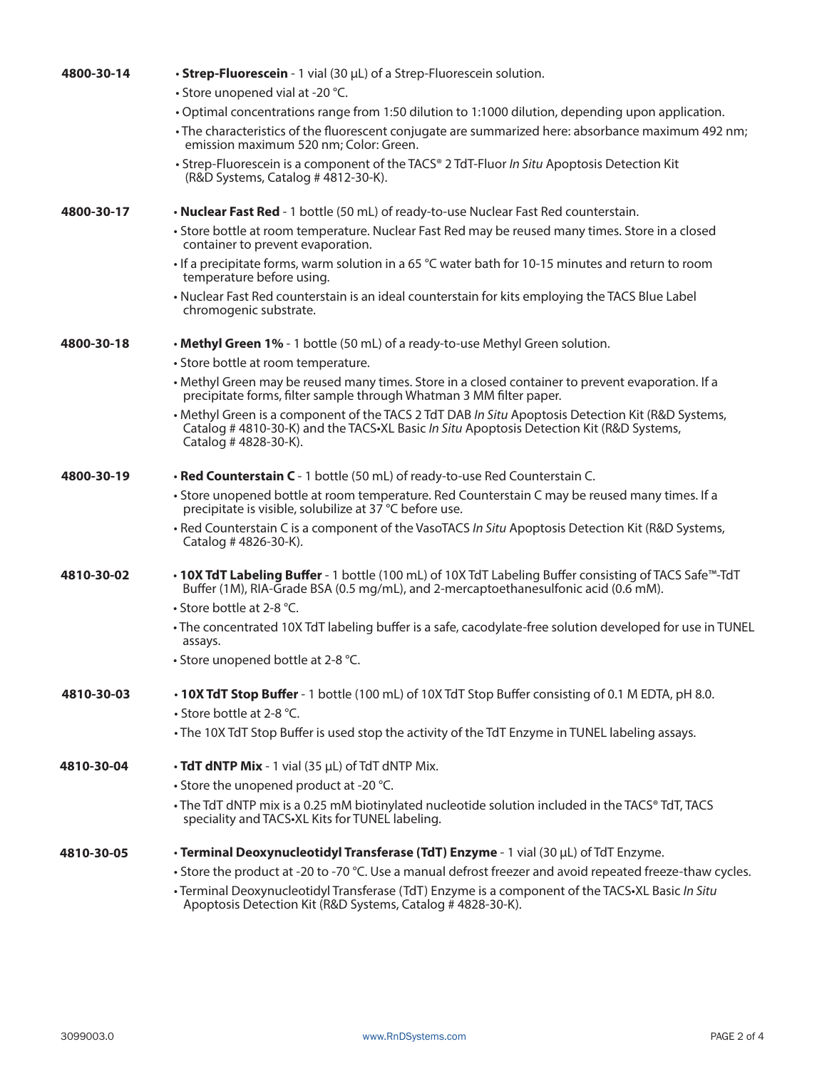**4800-30-14**

- **Strep-Fluorescein** - 1 vial (30 µL) of a Strep-Fluorescein solution.
- Store unopened vial at -20 °C.
- Optimal concentrations range from 1:50 dilution to 1:1000 dilution, depending upon application.
- The characteristics of the fluorescent conjugate are summarized here: absorbance maximum 492 nm; emission maximum 520 nm; Color: Green.
- Strep-Fluorescein is a component of the TACS® 2 TdT-Fluor *In Situ* Apoptosis Detection Kit (R&D Systems, Catalog # 4812-30-K).

**4800-30-17**

- **Nuclear Fast Red** - 1 bottle (50 mL) of ready-to-use Nuclear Fast Red counterstain.
- Store bottle at room temperature. Nuclear Fast Red may be reused many times. Store in a closed container to prevent evaporation.
- If a precipitate forms, warm solution in a 65 °C water bath for 10-15 minutes and return to room temperature before using.
- Nuclear Fast Red counterstain is an ideal counterstain for kits employing the TACS Blue Label chromogenic substrate.

**4800-30-18**

- **Methyl Green 1%** - 1 bottle (50 mL) of a ready-to-use Methyl Green solution.
- Store bottle at room temperature.
- Methyl Green may be reused many times. Store in a closed container to prevent evaporation. If a precipitate forms, filter sample through Whatman 3 MM filter paper.
- Methyl Green is a component of the TACS 2 TdT DAB *In Situ* Apoptosis Detection Kit (R&D Systems, Catalog # 4810-30-K) and the TACS•XL Basic *In Situ* Apoptosis Detection Kit (R&D Systems, Catalog # 4828-30-K).

**4800-30-19**

- **Red Counterstain C** - 1 bottle (50 mL) of ready-to-use Red Counterstain C.
- Store unopened bottle at room temperature. Red Counterstain C may be reused many times. If a precipitate is visible, solubilize at 37 °C before use.
- Red Counterstain C is a component of the VasoTACS *In Situ* Apoptosis Detection Kit (R&D Systems, Catalog # 4826-30-K).

**4810-30-02**

- **10X TdT Labeling Buffer** - 1 bottle (100 mL) of 10X TdT Labeling Buffer consisting of TACS Safe™-TdT Buffer (1M), RIA-Grade BSA (0.5 mg/mL), and 2-mercaptoethanesulfonic acid (0.6 mM).
- Store bottle at 2-8 °C.
- The concentrated 10X TdT labeling buffer is a safe, cacodylate-free solution developed for use in TUNEL assays.
- Store unopened bottle at 2-8 °C.

**4810-30-03**

- **10X TdT Stop Buffer** - 1 bottle (100 mL) of 10X TdT Stop Buffer consisting of 0.1 M EDTA, pH 8.0.
- Store bottle at 2-8 °C.
- The 10X TdT Stop Buffer is used stop the activity of the TdT Enzyme in TUNEL labeling assays.

**4810-30-04**

- **TdT dNTP Mix** - 1 vial (35 µL) of TdT dNTP Mix.
- Store the unopened product at -20 °C.
- The TdT dNTP mix is a 0.25 mM biotinylated nucleotide solution included in the TACS® TdT, TACS speciality and TACS•XL Kits for TUNEL labeling.

**4810-30-05**

- **Terminal Deoxynucleotidyl Transferase (TdT) Enzyme** - 1 vial (30 µL) of TdT Enzyme.
- Store the product at -20 to -70 °C. Use a manual defrost freezer and avoid repeated freeze-thaw cycles.
- Terminal Deoxynucleotidyl Transferase (TdT) Enzyme is a component of the TACS•XL Basic *In Situ* Apoptosis Detection Kit (R&D Systems, Catalog # 4828-30-K).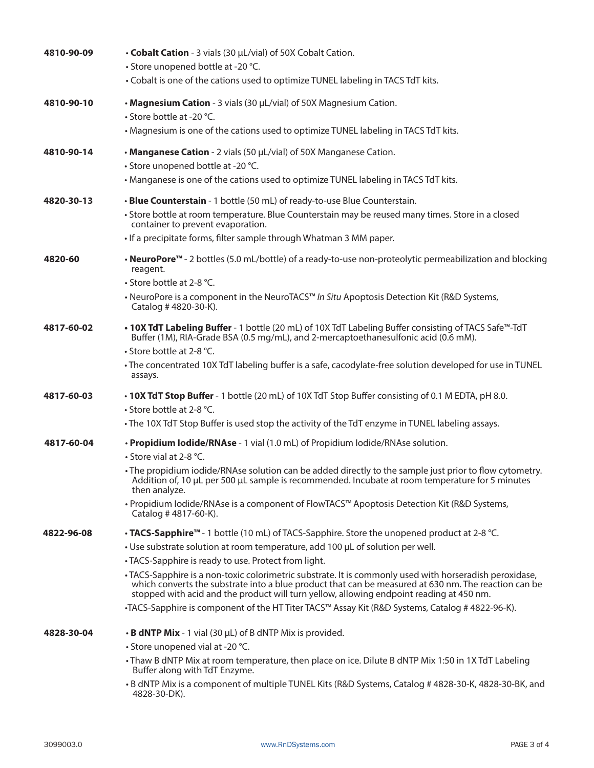| | |
|---|---|
| 4810-90-09 | • **Cobalt Cation** - 3 vials (30 µL/vial) of 50X Cobalt Cation.<br>• Store unopened bottle at -20 °C.<br>• Cobalt is one of the cations used to optimize TUNEL labeling in TACS TdT kits. |
| 4810-90-10 | • **Magnesium Cation** - 3 vials (30 µL/vial) of 50X Magnesium Cation.<br>• Store bottle at -20 °C.<br>• Magnesium is one of the cations used to optimize TUNEL labeling in TACS TdT kits. |
| 4810-90-14 | • **Manganese Cation** - 2 vials (50 µL/vial) of 50X Manganese Cation.<br>• Store unopened bottle at -20 °C.<br>• Manganese is one of the cations used to optimize TUNEL labeling in TACS TdT kits. |
| 4820-30-13 | • **Blue Counterstain** - 1 bottle (50 mL) of ready-to-use Blue Counterstain.<br>• Store bottle at room temperature. Blue Counterstain may be reused many times. Store in a closed container to prevent evaporation.<br>• If a precipitate forms, filter sample through Whatman 3 MM paper. |
| 4820-60 | • **NeuroPore™** - 2 bottles (5.0 mL/bottle) of a ready-to-use non-proteolytic permeabilization and blocking reagent.<br>• Store bottle at 2-8 °C.<br>• NeuroPore is a component in the NeuroTACS™ *In Situ* Apoptosis Detection Kit (R&D Systems, Catalog # 4820-30-K). |
| 4817-60-02 | • **10X TdT Labeling Buffer** - 1 bottle (20 mL) of 10X TdT Labeling Buffer consisting of TACS Safe™-TdT Buffer (1M), RIA-Grade BSA (0.5 mg/mL), and 2-mercaptoethanesulfonic acid (0.6 mM).<br>• Store bottle at 2-8 °C.<br>• The concentrated 10X TdT labeling buffer is a safe, cacodylate-free solution developed for use in TUNEL assays. |
| 4817-60-03 | • **10X TdT Stop Buffer** - 1 bottle (20 mL) of 10X TdT Stop Buffer consisting of 0.1 M EDTA, pH 8.0.<br>• Store bottle at 2-8 °C.<br>• The 10X TdT Stop Buffer is used stop the activity of the TdT enzyme in TUNEL labeling assays. |
| 4817-60-04 | • **Propidium Iodide/RNAse** - 1 vial (1.0 mL) of Propidium Iodide/RNAse solution.<br>• Store vial at 2-8 °C.<br>• The propidium iodide/RNAse solution can be added directly to the sample just prior to flow cytometry. Addition of, 10 µL per 500 µL sample is recommended. Incubate at room temperature for 5 minutes then analyze.<br>• Propidium Iodide/RNAse is a component of FlowTACS™ Apoptosis Detection Kit (R&D Systems, Catalog # 4817-60-K). |
| 4822-96-08 | • **TACS-Sapphire™** - 1 bottle (10 mL) of TACS-Sapphire. Store the unopened product at 2-8 °C.<br>• Use substrate solution at room temperature, add 100 µL of solution per well.<br>• TACS-Sapphire is ready to use. Protect from light.<br>• TACS-Sapphire is a non-toxic colorimetric substrate. It is commonly used with horseradish peroxidase, which converts the substrate into a blue product that can be measured at 630 nm. The reaction can be stopped with acid and the product will turn yellow, allowing endpoint reading at 450 nm.<br>•TACS-Sapphire is component of the HT Titer TACS™ Assay Kit (R&D Systems, Catalog # 4822-96-K). |
| 4828-30-04 | • **B dNTP Mix** - 1 vial (30 µL) of B dNTP Mix is provided.<br>• Store unopened vial at -20 °C.<br>• Thaw B dNTP Mix at room temperature, then place on ice. Dilute B dNTP Mix 1:50 in 1X TdT Labeling Buffer along with TdT Enzyme.<br>• B dNTP Mix is a component of multiple TUNEL Kits (R&D Systems, Catalog # 4828-30-K, 4828-30-BK, and 4828-30-DK). |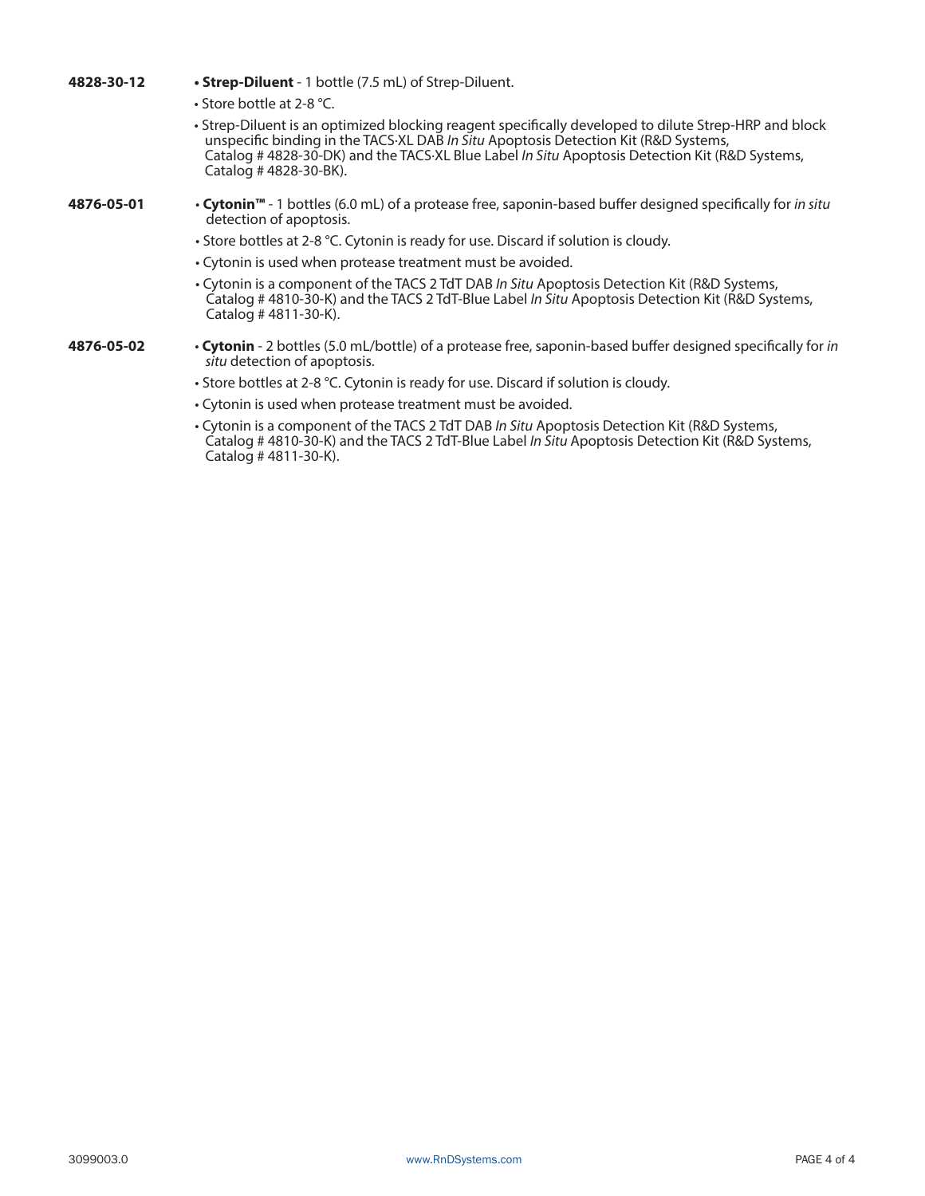**4828-30-12**

- **Strep-Diluent** - 1 bottle (7.5 mL) of Strep-Diluent.
- Store bottle at 2-8 °C.
- Strep-Diluent is an optimized blocking reagent specifically developed to dilute Strep-HRP and block unspecific binding in the TACS·XL DAB *In Situ* Apoptosis Detection Kit (R&D Systems, Catalog # 4828-30-DK) and the TACS·XL Blue Label *In Situ* Apoptosis Detection Kit (R&D Systems, Catalog # 4828-30-BK).

**4876-05-01**

- **Cytonin™** - 1 bottles (6.0 mL) of a protease free, saponin-based buffer designed specifically for *in situ* detection of apoptosis.
- Store bottles at 2-8 °C. Cytonin is ready for use. Discard if solution is cloudy.
- Cytonin is used when protease treatment must be avoided.
- Cytonin is a component of the TACS 2 TdT DAB *In Situ* Apoptosis Detection Kit (R&D Systems, Catalog # 4810-30-K) and the TACS 2 TdT-Blue Label *In Situ* Apoptosis Detection Kit (R&D Systems, Catalog # 4811-30-K).

**4876-05-02**

- **Cytonin** - 2 bottles (5.0 mL/bottle) of a protease free, saponin-based buffer designed specifically for *in situ* detection of apoptosis.
- Store bottles at 2-8 °C. Cytonin is ready for use. Discard if solution is cloudy.
- Cytonin is used when protease treatment must be avoided.
- Cytonin is a component of the TACS 2 TdT DAB *In Situ* Apoptosis Detection Kit (R&D Systems, Catalog # 4810-30-K) and the TACS 2 TdT-Blue Label *In Situ* Apoptosis Detection Kit (R&D Systems, Catalog # 4811-30-K).